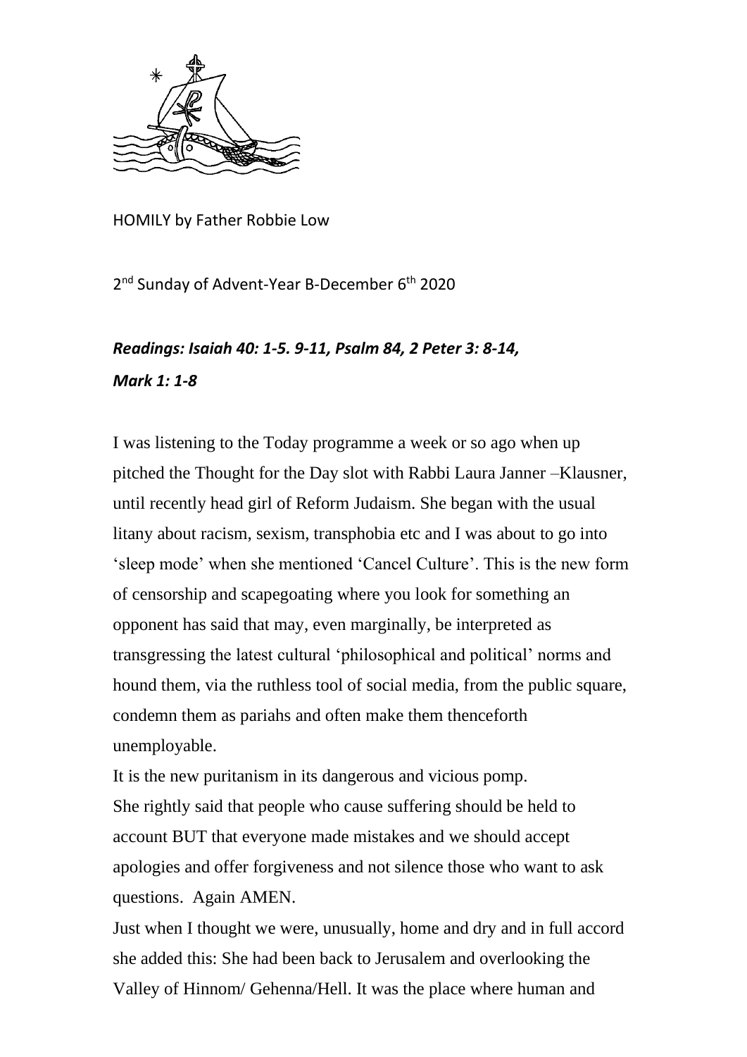HOMILY by Father Robbie Low

2nd Sunday of Advent-Year B-December 6th 2020

***Readings: Isaiah 40: 1-5. 9-11, Psalm 84, 2 Peter 3: 8-14, Mark 1: 1-8***

I was listening to the Today programme a week or so ago when up pitched the Thought for the Day slot with Rabbi Laura Janner –Klausner, until recently head girl of Reform Judaism. She began with the usual litany about racism, sexism, transphobia etc and I was about to go into 'sleep mode' when she mentioned 'Cancel Culture'. This is the new form of censorship and scapegoating where you look for something an opponent has said that may, even marginally, be interpreted as transgressing the latest cultural 'philosophical and political' norms and hound them, via the ruthless tool of social media, from the public square, condemn them as pariahs and often make them thenceforth unemployable.

It is the new puritanism in its dangerous and vicious pomp.

She rightly said that people who cause suffering should be held to account BUT that everyone made mistakes and we should accept apologies and offer forgiveness and not silence those who want to ask questions. Again AMEN.

Just when I thought we were, unusually, home and dry and in full accord she added this: She had been back to Jerusalem and overlooking the Valley of Hinnom/ Gehenna/Hell. It was the place where human and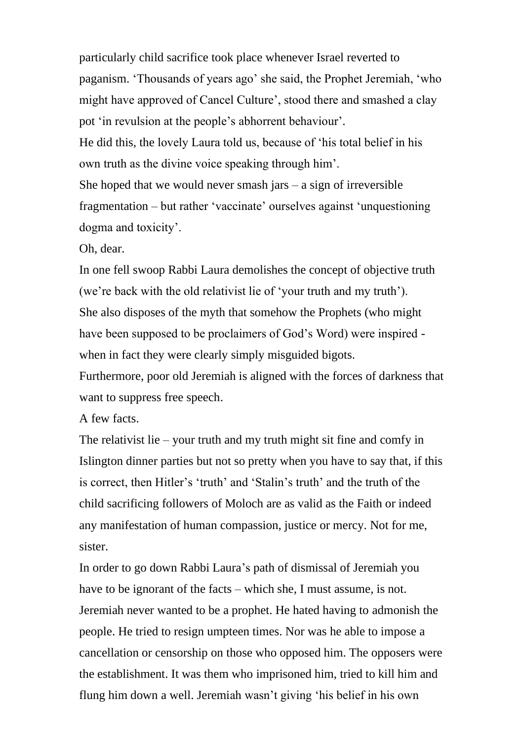particularly child sacrifice took place whenever Israel reverted to paganism. 'Thousands of years ago' she said, the Prophet Jeremiah, 'who might have approved of Cancel Culture', stood there and smashed a clay pot 'in revulsion at the people's abhorrent behaviour'.

He did this, the lovely Laura told us, because of 'his total belief in his own truth as the divine voice speaking through him'.

She hoped that we would never smash jars – a sign of irreversible fragmentation – but rather 'vaccinate' ourselves against 'unquestioning dogma and toxicity'.

Oh, dear.

In one fell swoop Rabbi Laura demolishes the concept of objective truth (we're back with the old relativist lie of 'your truth and my truth').

She also disposes of the myth that somehow the Prophets (who might have been supposed to be proclaimers of God's Word) were inspired - when in fact they were clearly simply misguided bigots.

Furthermore, poor old Jeremiah is aligned with the forces of darkness that want to suppress free speech.

A few facts.

The relativist lie – your truth and my truth might sit fine and comfy in Islington dinner parties but not so pretty when you have to say that, if this is correct, then Hitler's 'truth' and 'Stalin's truth' and the truth of the child sacrificing followers of Moloch are as valid as the Faith or indeed any manifestation of human compassion, justice or mercy. Not for me, sister.

In order to go down Rabbi Laura's path of dismissal of Jeremiah you have to be ignorant of the facts – which she, I must assume, is not.

Jeremiah never wanted to be a prophet. He hated having to admonish the people. He tried to resign umpteen times. Nor was he able to impose a cancellation or censorship on those who opposed him. The opposers were the establishment. It was them who imprisoned him, tried to kill him and flung him down a well. Jeremiah wasn't giving 'his belief in his own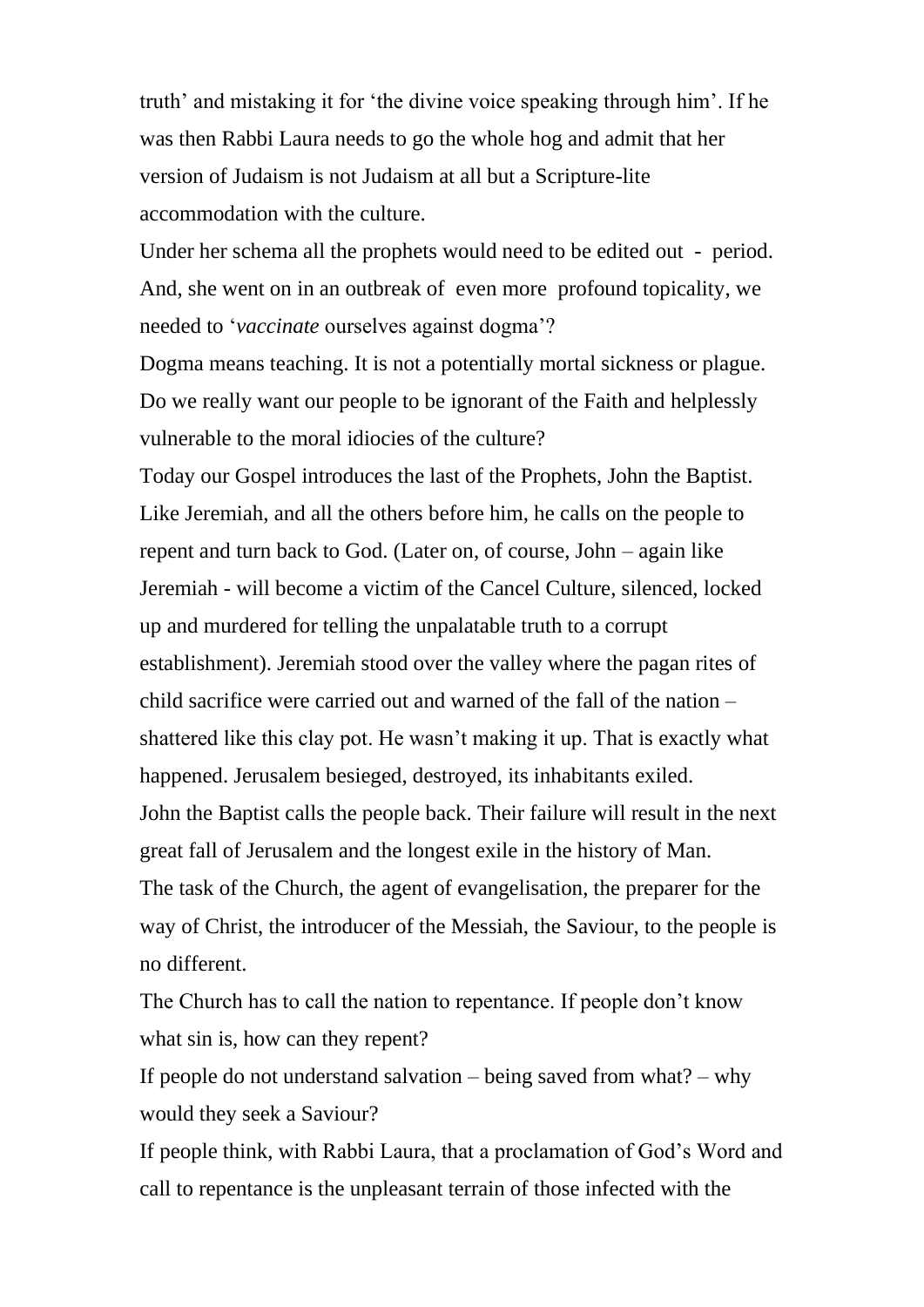truth' and mistaking it for 'the divine voice speaking through him'. If he was then Rabbi Laura needs to go the whole hog and admit that her version of Judaism is not Judaism at all but a Scripture-lite accommodation with the culture.

Under her schema all the prophets would need to be edited out - period. And, she went on in an outbreak of even more profound topicality, we needed to '*vaccinate* ourselves against dogma'?

Dogma means teaching. It is not a potentially mortal sickness or plague. Do we really want our people to be ignorant of the Faith and helplessly vulnerable to the moral idiocies of the culture?

Today our Gospel introduces the last of the Prophets, John the Baptist. Like Jeremiah, and all the others before him, he calls on the people to repent and turn back to God. (Later on, of course, John – again like Jeremiah - will become a victim of the Cancel Culture, silenced, locked up and murdered for telling the unpalatable truth to a corrupt establishment). Jeremiah stood over the valley where the pagan rites of child sacrifice were carried out and warned of the fall of the nation – shattered like this clay pot. He wasn't making it up. That is exactly what happened. Jerusalem besieged, destroyed, its inhabitants exiled.

John the Baptist calls the people back. Their failure will result in the next great fall of Jerusalem and the longest exile in the history of Man.

The task of the Church, the agent of evangelisation, the preparer for the way of Christ, the introducer of the Messiah, the Saviour, to the people is no different.

The Church has to call the nation to repentance. If people don't know what sin is, how can they repent?

If people do not understand salvation – being saved from what? – why would they seek a Saviour?

If people think, with Rabbi Laura, that a proclamation of God's Word and call to repentance is the unpleasant terrain of those infected with the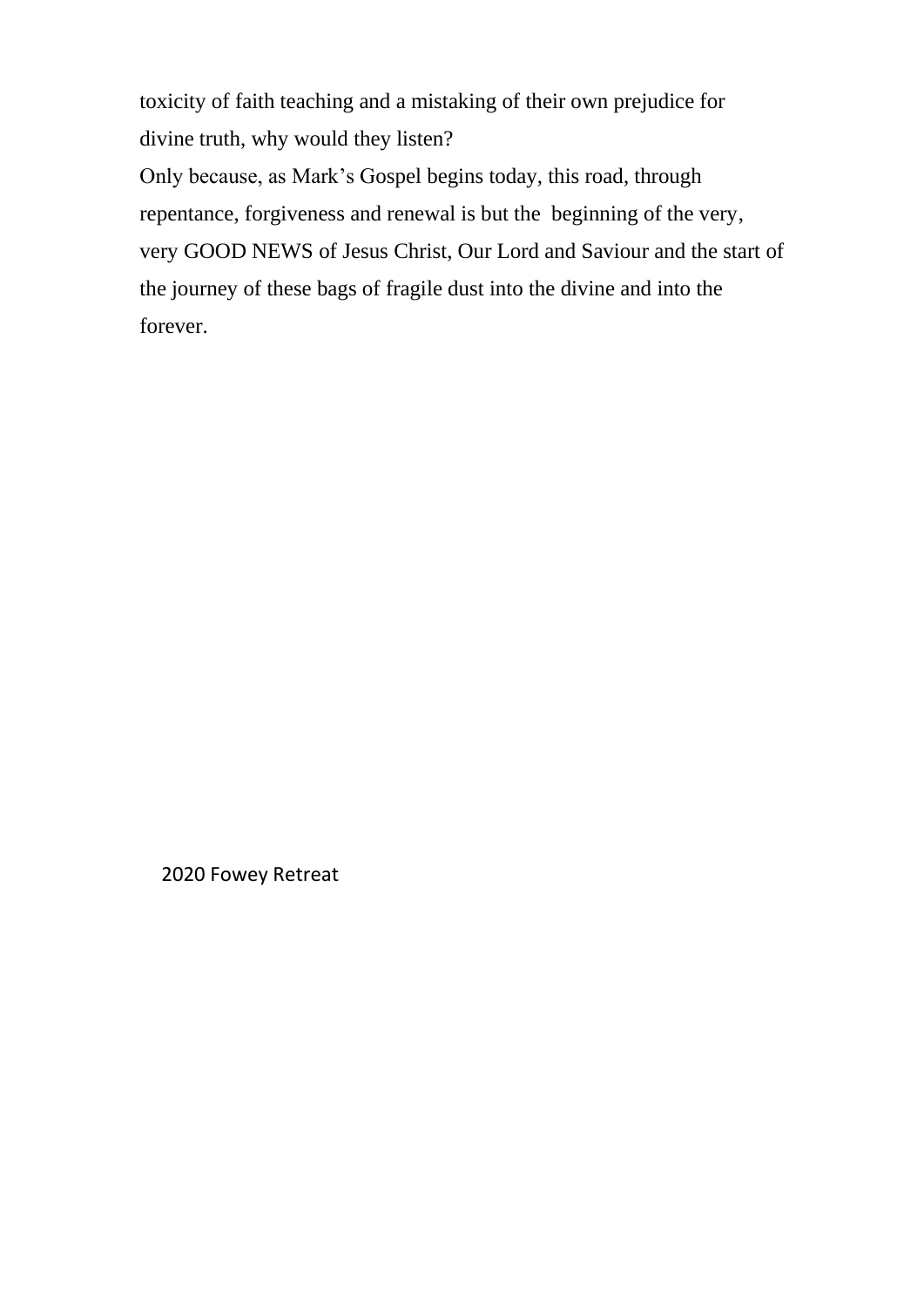toxicity of faith teaching and a mistaking of their own prejudice for divine truth, why would they listen?

Only because, as Mark's Gospel begins today, this road, through repentance, forgiveness and renewal is but the beginning of the very, very GOOD NEWS of Jesus Christ, Our Lord and Saviour and the start of the journey of these bags of fragile dust into the divine and into the forever.

2020 Fowey Retreat